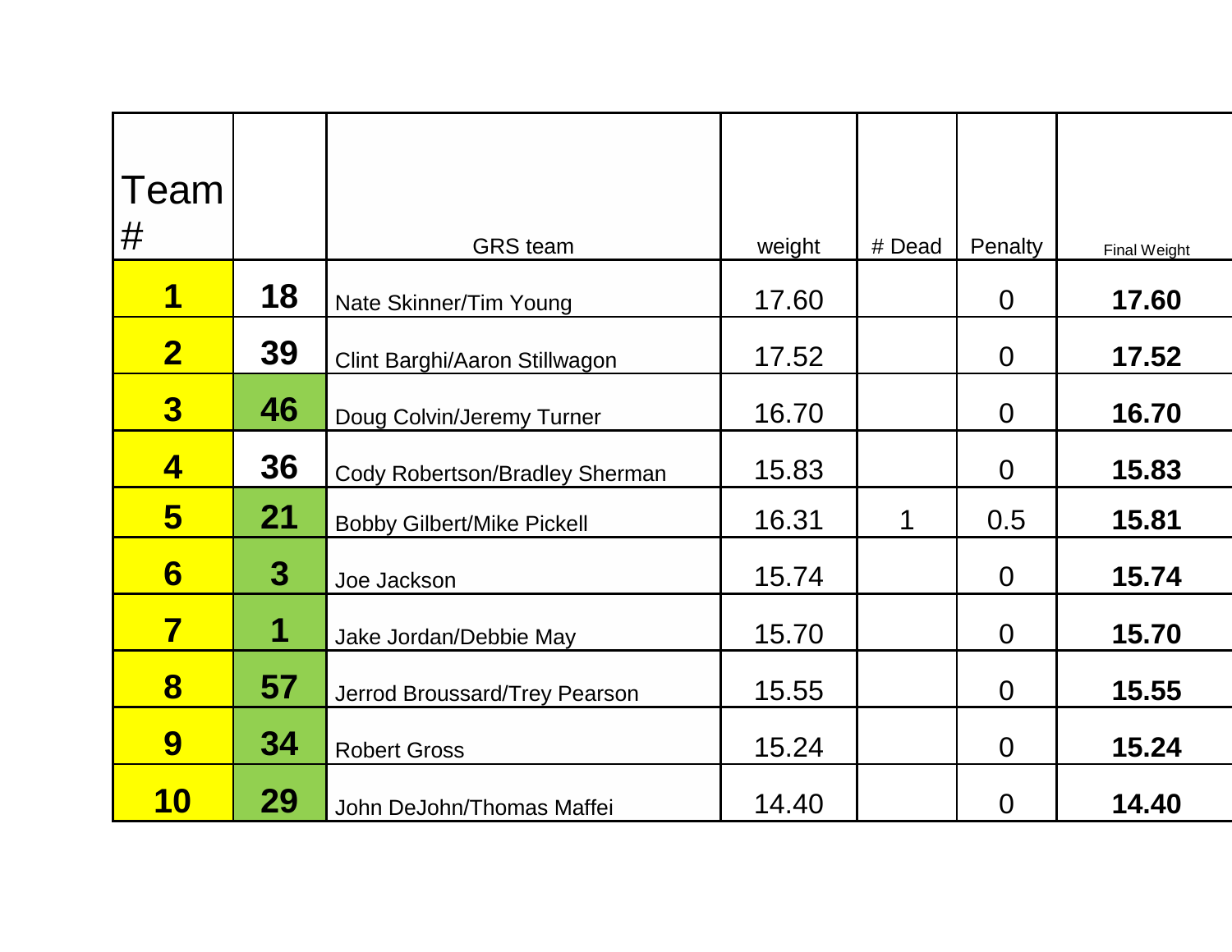| Team # | | GRS team | weight | # Dead | Penalty | Final Weight |
|---|---|---|---|---|---|---|
| **1** | **18** | Nate Skinner/Tim Young | 17.60 | | 0 | **17.60** |
| **2** | **39** | Clint Barghi/Aaron Stillwagon | 17.52 | | 0 | **17.52** |
| **3** | **46** | Doug Colvin/Jeremy Turner | 16.70 | | 0 | **16.70** |
| **4** | **36** | Cody Robertson/Bradley Sherman | 15.83 | | 0 | **15.83** |
| **5** | **21** | Bobby Gilbert/Mike Pickell | 16.31 | 1 | 0.5 | **15.81** |
| **6** | **3** | Joe Jackson | 15.74 | | 0 | **15.74** |
| **7** | **1** | Jake Jordan/Debbie May | 15.70 | | 0 | **15.70** |
| **8** | **57** | Jerrod Broussard/Trey Pearson | 15.55 | | 0 | **15.55** |
| **9** | **34** | Robert Gross | 15.24 | | 0 | **15.24** |
| **10** | **29** | John DeJohn/Thomas Maffei | 14.40 | | 0 | **14.40** |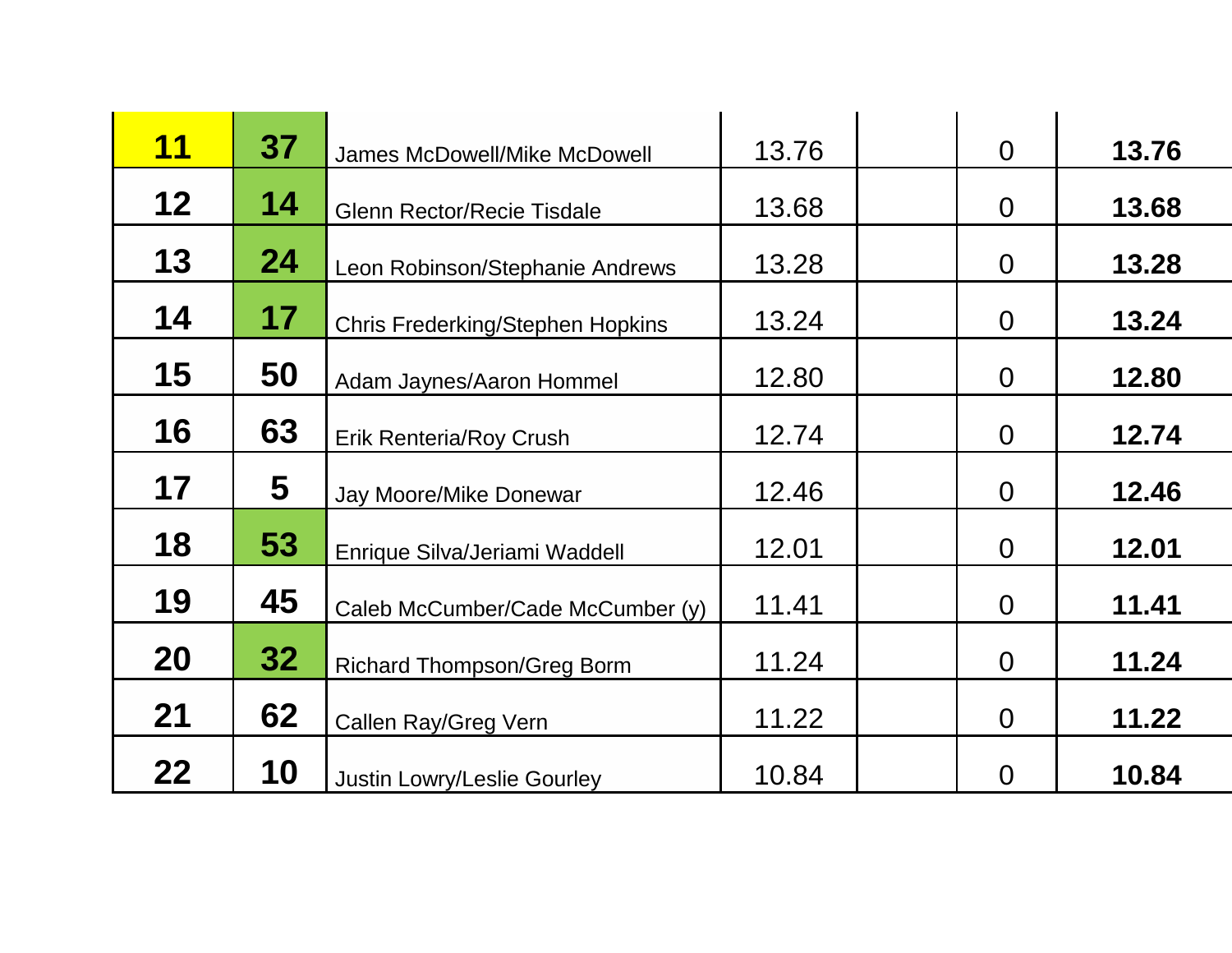| | | | | | | |
|---|---|---|---|---|---|---|
| **11** | **37** | James McDowell/Mike McDowell | 13.76 | | 0 | **13.76** |
| **12** | **14** | Glenn Rector/Recie Tisdale | 13.68 | | 0 | **13.68** |
| **13** | **24** | Leon Robinson/Stephanie Andrews | 13.28 | | 0 | **13.28** |
| **14** | **17** | Chris Frederking/Stephen Hopkins | 13.24 | | 0 | **13.24** |
| **15** | **50** | Adam Jaynes/Aaron Hommel | 12.80 | | 0 | **12.80** |
| **16** | **63** | Erik Renteria/Roy Crush | 12.74 | | 0 | **12.74** |
| **17** | **5** | Jay Moore/Mike Donewar | 12.46 | | 0 | **12.46** |
| **18** | **53** | Enrique Silva/Jeriami Waddell | 12.01 | | 0 | **12.01** |
| **19** | **45** | Caleb McCumber/Cade McCumber (y) | 11.41 | | 0 | **11.41** |
| **20** | **32** | Richard Thompson/Greg Borm | 11.24 | | 0 | **11.24** |
| **21** | **62** | Callen Ray/Greg Vern | 11.22 | | 0 | **11.22** |
| **22** | **10** | Justin Lowry/Leslie Gourley | 10.84 | | 0 | **10.84** |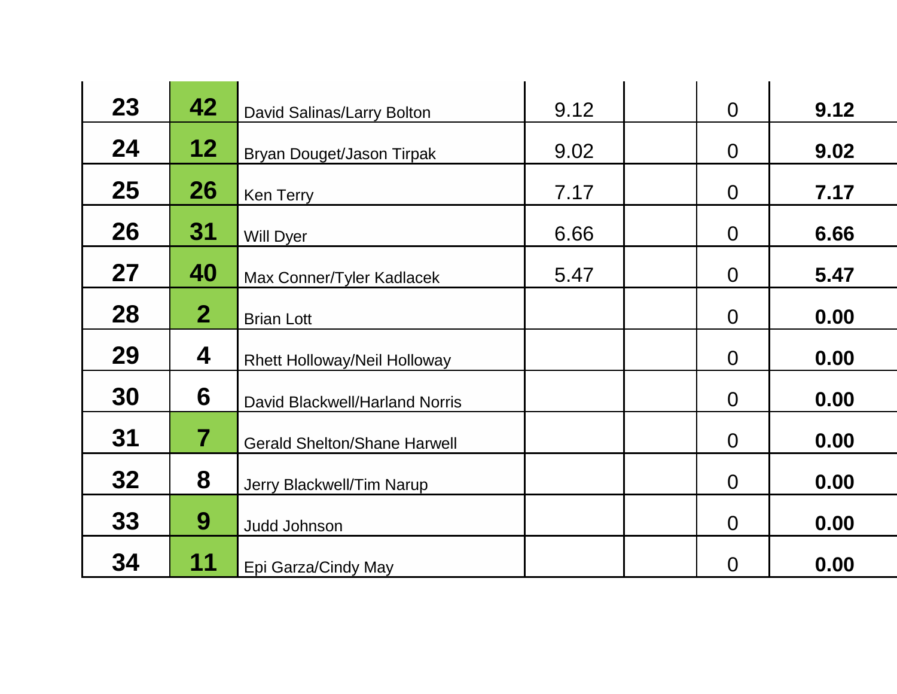| | | | | | | |
|---|---|---|---|---|---|---|
| **23** | **42** | David Salinas/Larry Bolton | 9.12 | | 0 | **9.12** |
| **24** | **12** | Bryan Douget/Jason Tirpak | 9.02 | | 0 | **9.02** |
| **25** | **26** | Ken Terry | 7.17 | | 0 | **7.17** |
| **26** | **31** | Will Dyer | 6.66 | | 0 | **6.66** |
| **27** | **40** | Max Conner/Tyler Kadlacek | 5.47 | | 0 | **5.47** |
| **28** | **2** | Brian Lott | | | 0 | **0.00** |
| **29** | **4** | Rhett Holloway/Neil Holloway | | | 0 | **0.00** |
| **30** | **6** | David Blackwell/Harland Norris | | | 0 | **0.00** |
| **31** | **7** | Gerald Shelton/Shane Harwell | | | 0 | **0.00** |
| **32** | **8** | Jerry Blackwell/Tim Narup | | | 0 | **0.00** |
| **33** | **9** | Judd Johnson | | | 0 | **0.00** |
| **34** | **11** | Epi Garza/Cindy May | | | 0 | **0.00** |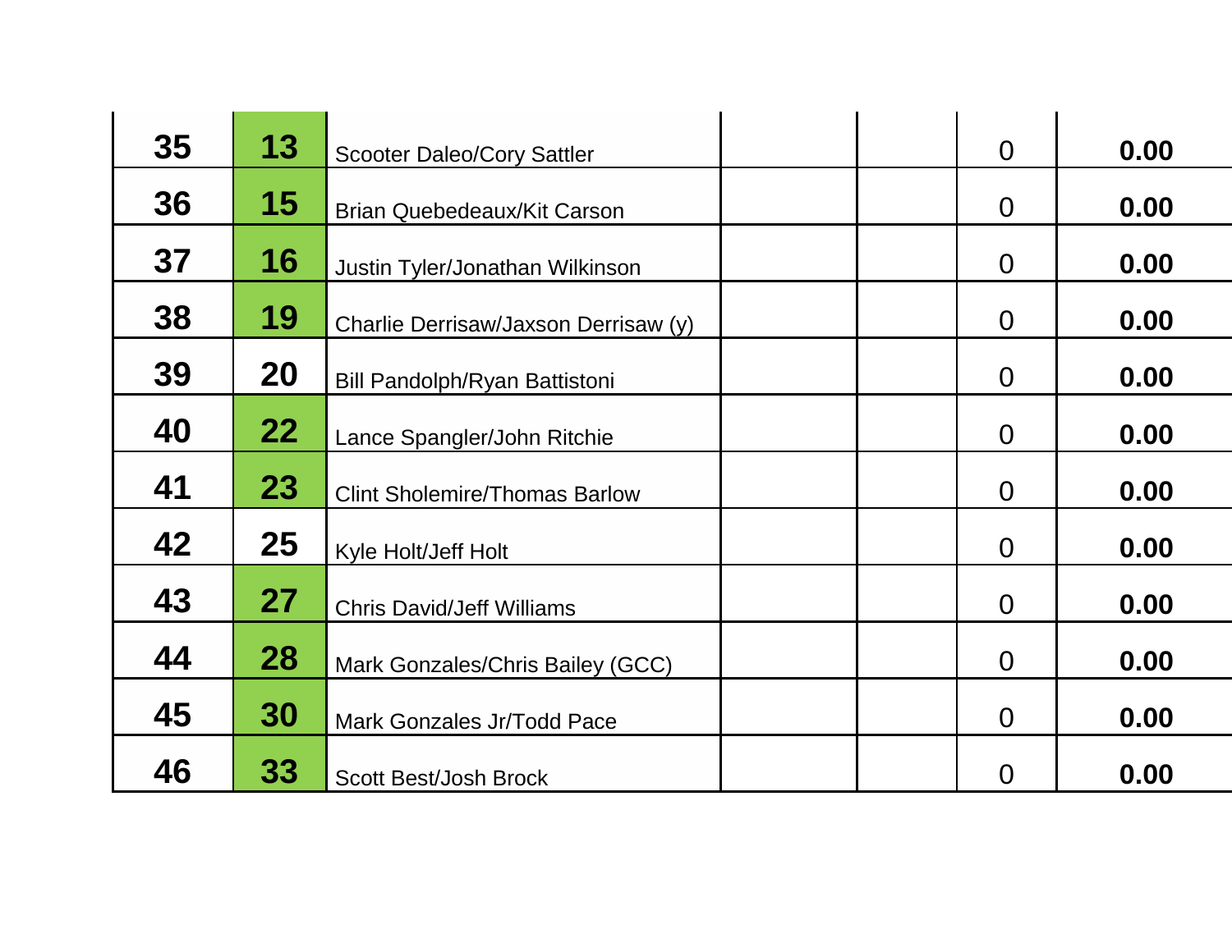| | | | | | | |
|---|---|---|---|---|---|---|
| **35** | **13** | Scooter Daleo/Cory Sattler | | | 0 | **0.00** |
| **36** | **15** | Brian Quebedeaux/Kit Carson | | | 0 | **0.00** |
| **37** | **16** | Justin Tyler/Jonathan Wilkinson | | | 0 | **0.00** |
| **38** | **19** | Charlie Derrisaw/Jaxson Derrisaw (y) | | | 0 | **0.00** |
| **39** | **20** | Bill Pandolph/Ryan Battistoni | | | 0 | **0.00** |
| **40** | **22** | Lance Spangler/John Ritchie | | | 0 | **0.00** |
| **41** | **23** | Clint Sholemire/Thomas Barlow | | | 0 | **0.00** |
| **42** | **25** | Kyle Holt/Jeff Holt | | | 0 | **0.00** |
| **43** | **27** | Chris David/Jeff Williams | | | 0 | **0.00** |
| **44** | **28** | Mark Gonzales/Chris Bailey (GCC) | | | 0 | **0.00** |
| **45** | **30** | Mark Gonzales Jr/Todd Pace | | | 0 | **0.00** |
| **46** | **33** | Scott Best/Josh Brock | | | 0 | **0.00** |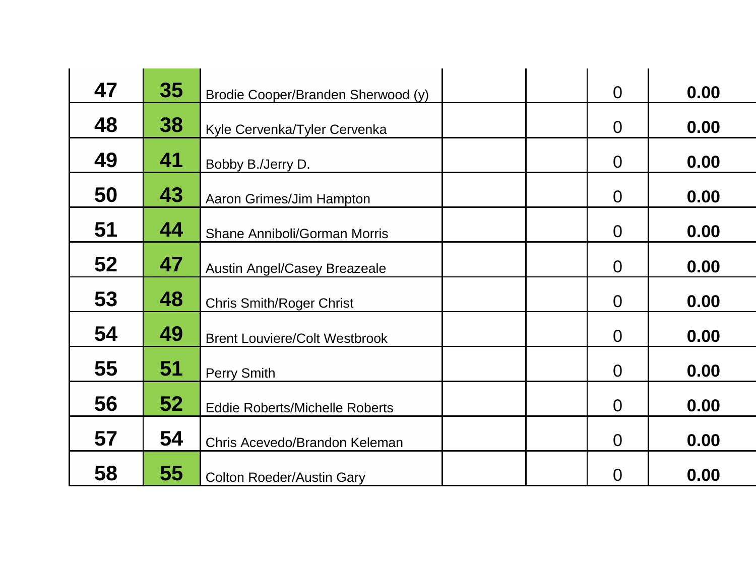| | | | | | | |
|---|---|---|---|---|---|---|
| **47** | **35** | Brodie Cooper/Branden Sherwood (y) | | | 0 | **0.00** |
| **48** | **38** | Kyle Cervenka/Tyler Cervenka | | | 0 | **0.00** |
| **49** | **41** | Bobby B./Jerry D. | | | 0 | **0.00** |
| **50** | **43** | Aaron Grimes/Jim Hampton | | | 0 | **0.00** |
| **51** | **44** | Shane Anniboli/Gorman Morris | | | 0 | **0.00** |
| **52** | **47** | Austin Angel/Casey Breazeale | | | 0 | **0.00** |
| **53** | **48** | Chris Smith/Roger Christ | | | 0 | **0.00** |
| **54** | **49** | Brent Louviere/Colt Westbrook | | | 0 | **0.00** |
| **55** | **51** | Perry Smith | | | 0 | **0.00** |
| **56** | **52** | Eddie Roberts/Michelle Roberts | | | 0 | **0.00** |
| **57** | **54** | Chris Acevedo/Brandon Keleman | | | 0 | **0.00** |
| **58** | **55** | Colton Roeder/Austin Gary | | | 0 | **0.00** |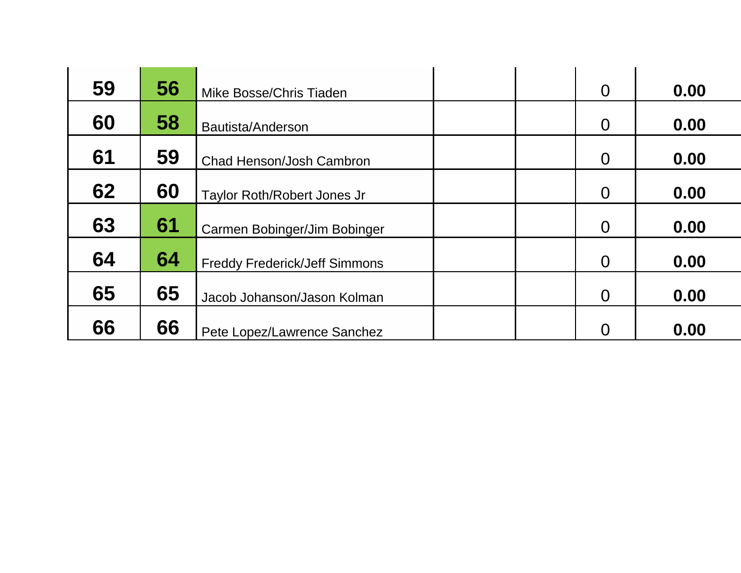| | | | | | | |
|---|---|---|---|---|---|---|
| **59** | **56** | Mike Bosse/Chris Tiaden | | | 0 | **0.00** |
| **60** | **58** | Bautista/Anderson | | | 0 | **0.00** |
| **61** | **59** | Chad Henson/Josh Cambron | | | 0 | **0.00** |
| **62** | **60** | Taylor Roth/Robert Jones Jr | | | 0 | **0.00** |
| **63** | **61** | Carmen Bobinger/Jim Bobinger | | | 0 | **0.00** |
| **64** | **64** | Freddy Frederick/Jeff Simmons | | | 0 | **0.00** |
| **65** | **65** | Jacob Johanson/Jason Kolman | | | 0 | **0.00** |
| **66** | **66** | Pete Lopez/Lawrence Sanchez | | | 0 | **0.00** |